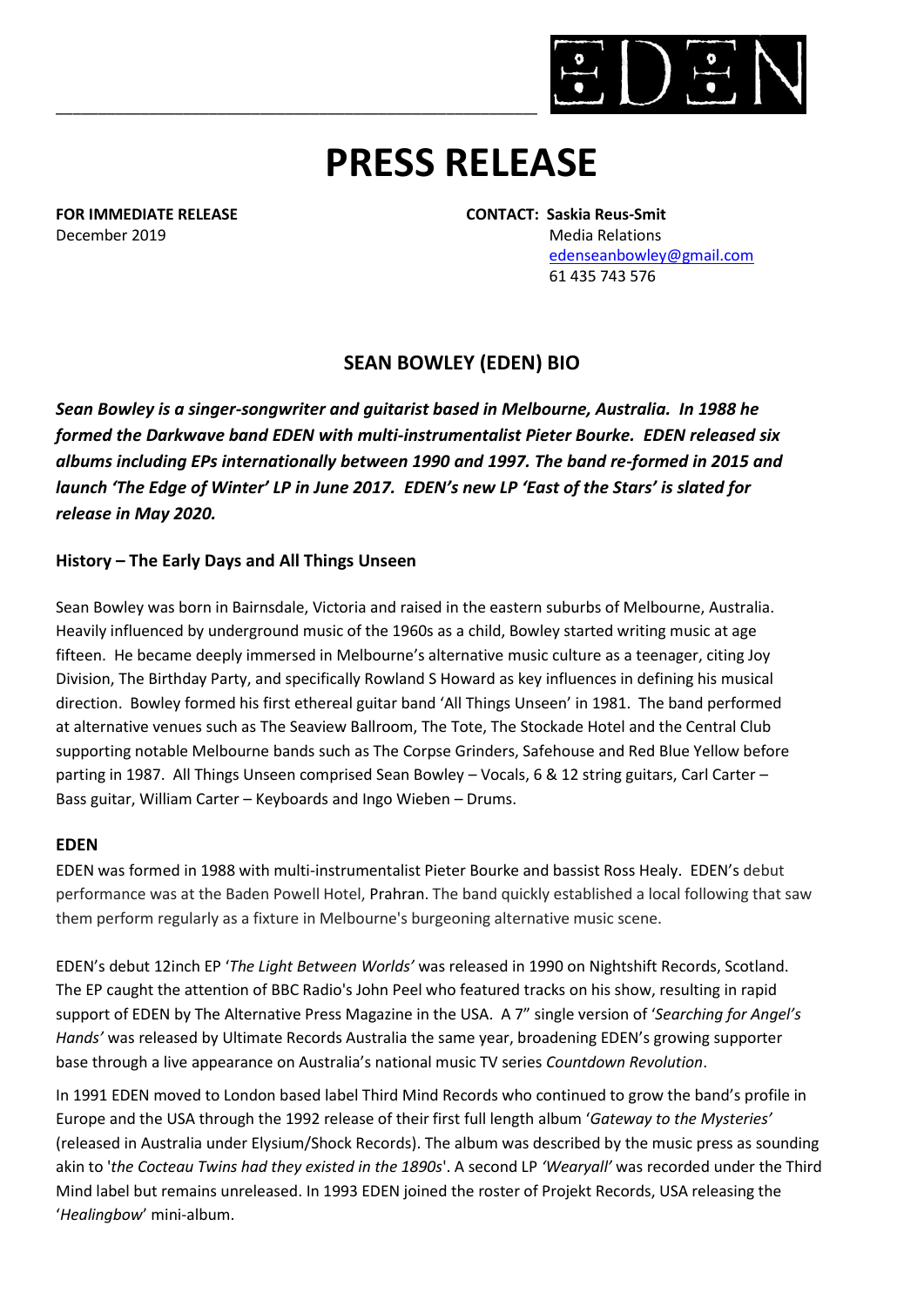# PRESS RELEASE

**FOR IMMEDIATE RELEASE**
December 2019

**CONTACT: Saskia Reus-Smit**
Media Relations
edenseanbowley@gmail.com
61 435 743 576

## SEAN BOWLEY (EDEN) BIO

***Sean Bowley is a singer-songwriter and guitarist based in Melbourne, Australia. In 1988 he formed the Darkwave band EDEN with multi-instrumentalist Pieter Bourke. EDEN released six albums including EPs internationally between 1990 and 1997. The band re-formed in 2015 and launch 'The Edge of Winter' LP in June 2017. EDEN's new LP 'East of the Stars' is slated for release in May 2020.***

### History – The Early Days and All Things Unseen

Sean Bowley was born in Bairnsdale, Victoria and raised in the eastern suburbs of Melbourne, Australia. Heavily influenced by underground music of the 1960s as a child, Bowley started writing music at age fifteen. He became deeply immersed in Melbourne's alternative music culture as a teenager, citing Joy Division, The Birthday Party, and specifically Rowland S Howard as key influences in defining his musical direction. Bowley formed his first ethereal guitar band 'All Things Unseen' in 1981. The band performed at alternative venues such as The Seaview Ballroom, The Tote, The Stockade Hotel and the Central Club supporting notable Melbourne bands such as The Corpse Grinders, Safehouse and Red Blue Yellow before parting in 1987. All Things Unseen comprised Sean Bowley – Vocals, 6 & 12 string guitars, Carl Carter – Bass guitar, William Carter – Keyboards and Ingo Wieben – Drums.

### EDEN

EDEN was formed in 1988 with multi-instrumentalist Pieter Bourke and bassist Ross Healy. EDEN's debut performance was at the Baden Powell Hotel, Prahran. The band quickly established a local following that saw them perform regularly as a fixture in Melbourne's burgeoning alternative music scene.

EDEN's debut 12inch EP '*The Light Between Worlds'* was released in 1990 on Nightshift Records, Scotland. The EP caught the attention of BBC Radio's John Peel who featured tracks on his show, resulting in rapid support of EDEN by The Alternative Press Magazine in the USA. A 7" single version of '*Searching for Angel's Hands'* was released by Ultimate Records Australia the same year, broadening EDEN's growing supporter base through a live appearance on Australia's national music TV series *Countdown Revolution*.

In 1991 EDEN moved to London based label Third Mind Records who continued to grow the band's profile in Europe and the USA through the 1992 release of their first full length album '*Gateway to the Mysteries'* (released in Australia under Elysium/Shock Records). The album was described by the music press as sounding akin to '*the Cocteau Twins had they existed in the 1890s*'. A second LP *'Wearyall'* was recorded under the Third Mind label but remains unreleased. In 1993 EDEN joined the roster of Projekt Records, USA releasing the '*Healingbow*' mini-album.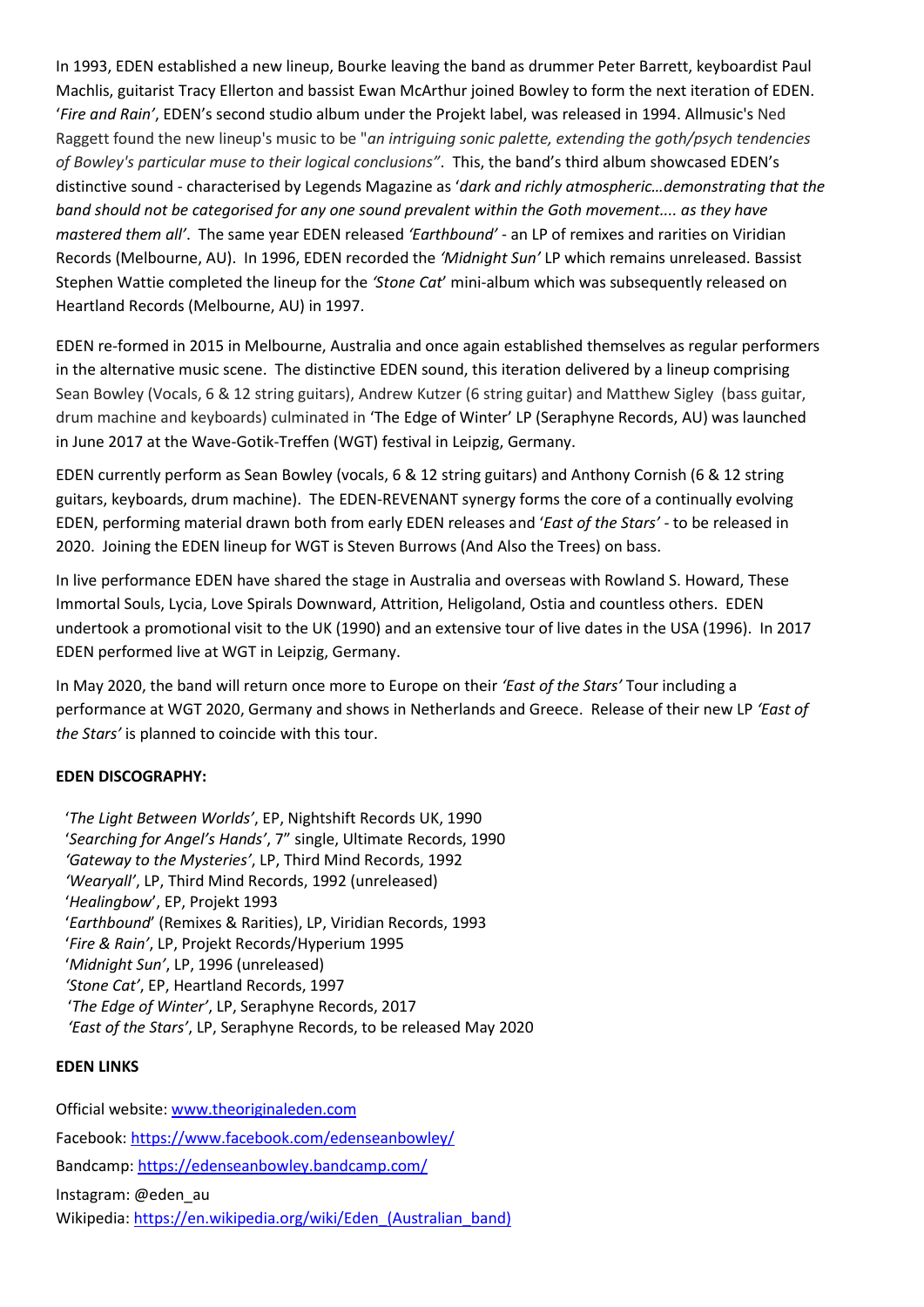In 1993, EDEN established a new lineup, Bourke leaving the band as drummer Peter Barrett, keyboardist Paul Machlis, guitarist Tracy Ellerton and bassist Ewan McArthur joined Bowley to form the next iteration of EDEN. '*Fire and Rain'*, EDEN's second studio album under the Projekt label, was released in 1994. Allmusic's Ned Raggett found the new lineup's music to be "*an intriguing sonic palette, extending the goth/psych tendencies of Bowley's particular muse to their logical conclusions"*. This, the band's third album showcased EDEN's distinctive sound - characterised by Legends Magazine as '*dark and richly atmospheric…demonstrating that the band should not be categorised for any one sound prevalent within the Goth movement.... as they have mastered them all'*. The same year EDEN released *'Earthbound'* - an LP of remixes and rarities on Viridian Records (Melbourne, AU). In 1996, EDEN recorded the *'Midnight Sun'* LP which remains unreleased. Bassist Stephen Wattie completed the lineup for the *'Stone Cat*' mini-album which was subsequently released on Heartland Records (Melbourne, AU) in 1997.

EDEN re-formed in 2015 in Melbourne, Australia and once again established themselves as regular performers in the alternative music scene. The distinctive EDEN sound, this iteration delivered by a lineup comprising Sean Bowley (Vocals, 6 & 12 string guitars), Andrew Kutzer (6 string guitar) and Matthew Sigley (bass guitar, drum machine and keyboards) culminated in 'The Edge of Winter' LP (Seraphyne Records, AU) was launched in June 2017 at the Wave-Gotik-Treffen (WGT) festival in Leipzig, Germany.

EDEN currently perform as Sean Bowley (vocals, 6 & 12 string guitars) and Anthony Cornish (6 & 12 string guitars, keyboards, drum machine). The EDEN-REVENANT synergy forms the core of a continually evolving EDEN, performing material drawn both from early EDEN releases and '*East of the Stars'* - to be released in 2020. Joining the EDEN lineup for WGT is Steven Burrows (And Also the Trees) on bass.

In live performance EDEN have shared the stage in Australia and overseas with Rowland S. Howard, These Immortal Souls, Lycia, Love Spirals Downward, Attrition, Heligoland, Ostia and countless others. EDEN undertook a promotional visit to the UK (1990) and an extensive tour of live dates in the USA (1996). In 2017 EDEN performed live at WGT in Leipzig, Germany.

In May 2020, the band will return once more to Europe on their *'East of the Stars'* Tour including a performance at WGT 2020, Germany and shows in Netherlands and Greece. Release of their new LP *'East of the Stars'* is planned to coincide with this tour.

**EDEN DISCOGRAPHY:**

'*The Light Between Worlds'*, EP, Nightshift Records UK, 1990
'*Searching for Angel's Hands'*, 7" single, Ultimate Records, 1990
*'Gateway to the Mysteries'*, LP, Third Mind Records, 1992
*'Wearyall'*, LP, Third Mind Records, 1992 (unreleased)
'*Healingbow*', EP, Projekt 1993
'*Earthbound*' (Remixes & Rarities), LP, Viridian Records, 1993
'*Fire & Rain'*, LP, Projekt Records/Hyperium 1995
'*Midnight Sun'*, LP, 1996 (unreleased)
*'Stone Cat'*, EP, Heartland Records, 1997
'*The Edge of Winter'*, LP, Seraphyne Records, 2017
*'East of the Stars'*, LP, Seraphyne Records, to be released May 2020

**EDEN LINKS**

Official website: www.theoriginaleden.com

Facebook: https://www.facebook.com/edenseanbowley/

Bandcamp: https://edenseanbowley.bandcamp.com/

Instagram: @eden_au
Wikipedia: https://en.wikipedia.org/wiki/Eden_(Australian_band)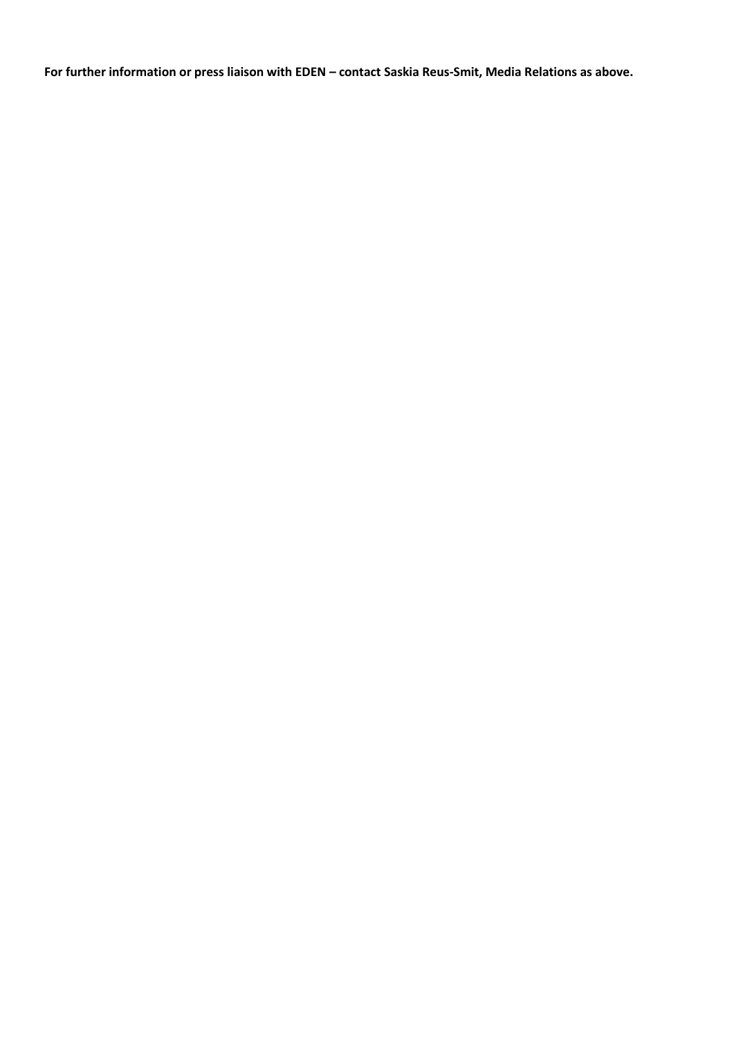**For further information or press liaison with EDEN – contact Saskia Reus-Smit, Media Relations as above.**